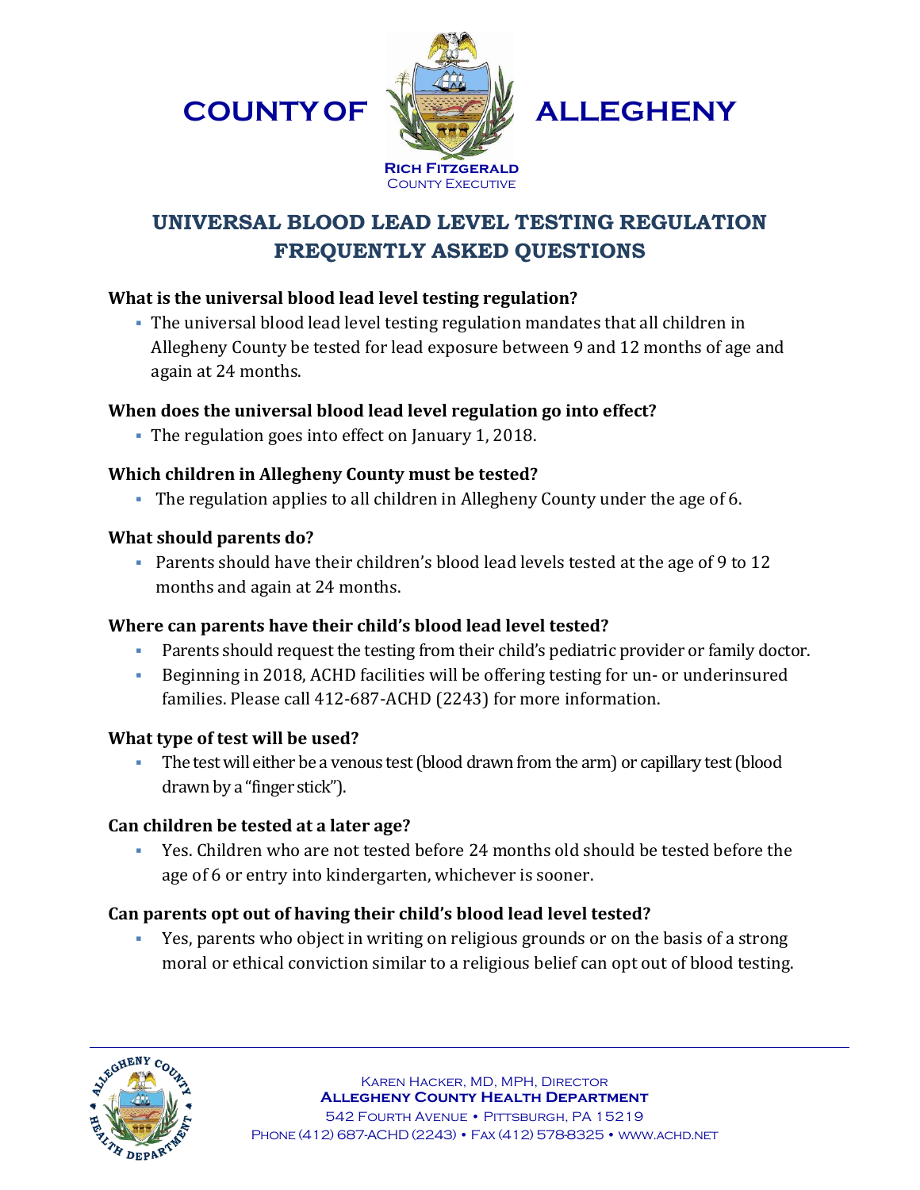**COUNTY OF ALLEGHENY**

**RICH FITZGERALD**
COUNTY EXECUTIVE

# UNIVERSAL BLOOD LEAD LEVEL TESTING REGULATION FREQUENTLY ASKED QUESTIONS

### What is the universal blood lead level testing regulation?

- The universal blood lead level testing regulation mandates that all children in Allegheny County be tested for lead exposure between 9 and 12 months of age and again at 24 months.

### When does the universal blood lead level regulation go into effect?

- The regulation goes into effect on January 1, 2018.

### Which children in Allegheny County must be tested?

- The regulation applies to all children in Allegheny County under the age of 6.

### What should parents do?

- Parents should have their children's blood lead levels tested at the age of 9 to 12 months and again at 24 months.

### Where can parents have their child's blood lead level tested?

- Parents should request the testing from their child's pediatric provider or family doctor.
- Beginning in 2018, ACHD facilities will be offering testing for un- or underinsured families. Please call 412-687-ACHD (2243) for more information.

### What type of test will be used?

- The test will either be a venous test (blood drawn from the arm) or capillary test (blood drawn by a "finger stick").

### Can children be tested at a later age?

- Yes. Children who are not tested before 24 months old should be tested before the age of 6 or entry into kindergarten, whichever is sooner.

### Can parents opt out of having their child's blood lead level tested?

- Yes, parents who object in writing on religious grounds or on the basis of a strong moral or ethical conviction similar to a religious belief can opt out of blood testing.

---

KAREN HACKER, MD, MPH, DIRECTOR
**ALLEGHENY COUNTY HEALTH DEPARTMENT**
542 FOURTH AVENUE • PITTSBURGH, PA 15219
PHONE (412) 687-ACHD (2243) • FAX (412) 578-8325 • WWW.ACHD.NET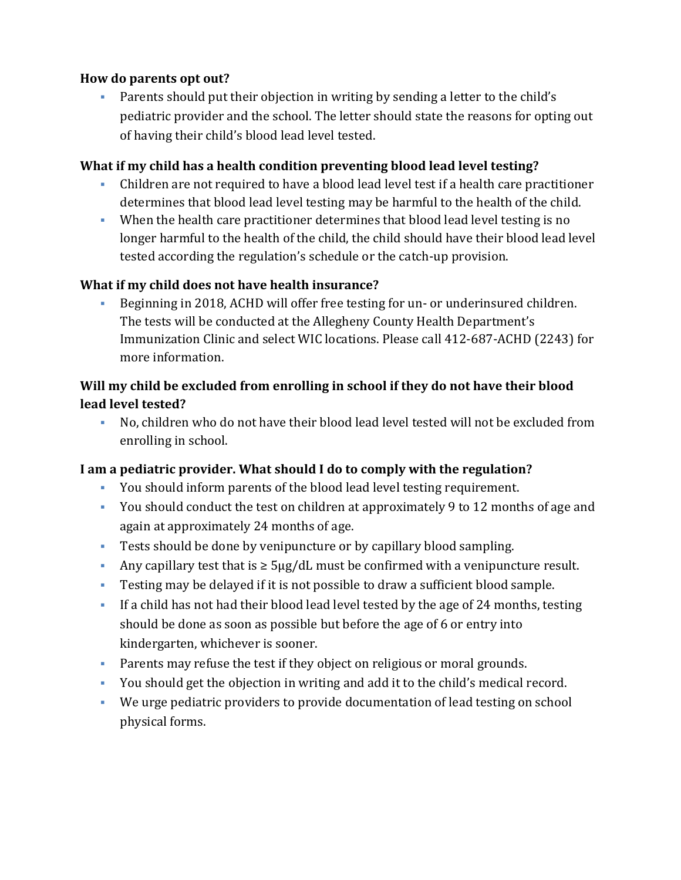**How do parents opt out?**

- Parents should put their objection in writing by sending a letter to the child's pediatric provider and the school. The letter should state the reasons for opting out of having their child's blood lead level tested.

**What if my child has a health condition preventing blood lead level testing?**

- Children are not required to have a blood lead level test if a health care practitioner determines that blood lead level testing may be harmful to the health of the child.
- When the health care practitioner determines that blood lead level testing is no longer harmful to the health of the child, the child should have their blood lead level tested according the regulation's schedule or the catch-up provision.

**What if my child does not have health insurance?**

- Beginning in 2018, ACHD will offer free testing for un- or underinsured children. The tests will be conducted at the Allegheny County Health Department's Immunization Clinic and select WIC locations. Please call 412-687-ACHD (2243) for more information.

**Will my child be excluded from enrolling in school if they do not have their blood lead level tested?**

- No, children who do not have their blood lead level tested will not be excluded from enrolling in school.

**I am a pediatric provider. What should I do to comply with the regulation?**

- You should inform parents of the blood lead level testing requirement.
- You should conduct the test on children at approximately 9 to 12 months of age and again at approximately 24 months of age.
- Tests should be done by venipuncture or by capillary blood sampling.
- Any capillary test that is ≥ 5μg/dL must be confirmed with a venipuncture result.
- Testing may be delayed if it is not possible to draw a sufficient blood sample.
- If a child has not had their blood lead level tested by the age of 24 months, testing should be done as soon as possible but before the age of 6 or entry into kindergarten, whichever is sooner.
- Parents may refuse the test if they object on religious or moral grounds.
- You should get the objection in writing and add it to the child's medical record.
- We urge pediatric providers to provide documentation of lead testing on school physical forms.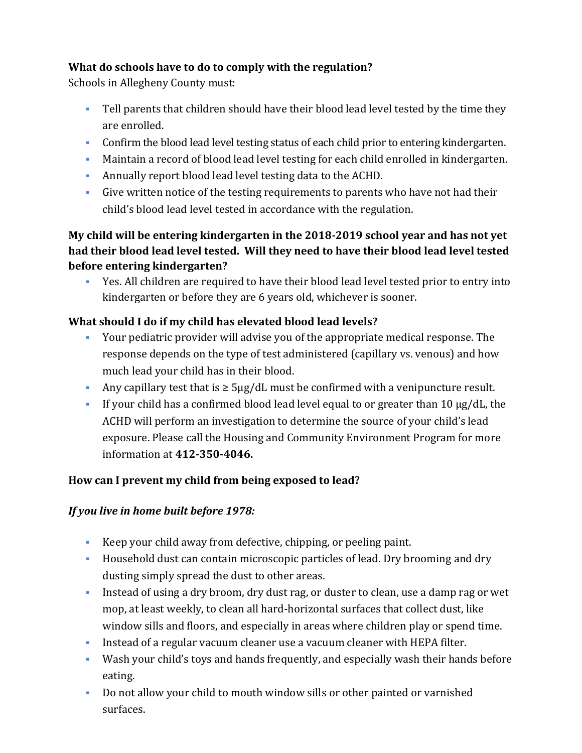**What do schools have to do to comply with the regulation?**

Schools in Allegheny County must:

- Tell parents that children should have their blood lead level tested by the time they are enrolled.
- Confirm the blood lead level testing status of each child prior to entering kindergarten.
- Maintain a record of blood lead level testing for each child enrolled in kindergarten.
- Annually report blood lead level testing data to the ACHD.
- Give written notice of the testing requirements to parents who have not had their child's blood lead level tested in accordance with the regulation.

**My child will be entering kindergarten in the 2018-2019 school year and has not yet had their blood lead level tested. Will they need to have their blood lead level tested before entering kindergarten?**

- Yes. All children are required to have their blood lead level tested prior to entry into kindergarten or before they are 6 years old, whichever is sooner.

**What should I do if my child has elevated blood lead levels?**

- Your pediatric provider will advise you of the appropriate medical response. The response depends on the type of test administered (capillary vs. venous) and how much lead your child has in their blood.
- Any capillary test that is ≥ 5µg/dL must be confirmed with a venipuncture result.
- If your child has a confirmed blood lead level equal to or greater than 10 µg/dL, the ACHD will perform an investigation to determine the source of your child's lead exposure. Please call the Housing and Community Environment Program for more information at **412-350-4046.**

**How can I prevent my child from being exposed to lead?**

***If you live in home built before 1978:***

- Keep your child away from defective, chipping, or peeling paint.
- Household dust can contain microscopic particles of lead. Dry brooming and dry dusting simply spread the dust to other areas.
- Instead of using a dry broom, dry dust rag, or duster to clean, use a damp rag or wet mop, at least weekly, to clean all hard-horizontal surfaces that collect dust, like window sills and floors, and especially in areas where children play or spend time.
- Instead of a regular vacuum cleaner use a vacuum cleaner with HEPA filter.
- Wash your child's toys and hands frequently, and especially wash their hands before eating.
- Do not allow your child to mouth window sills or other painted or varnished surfaces.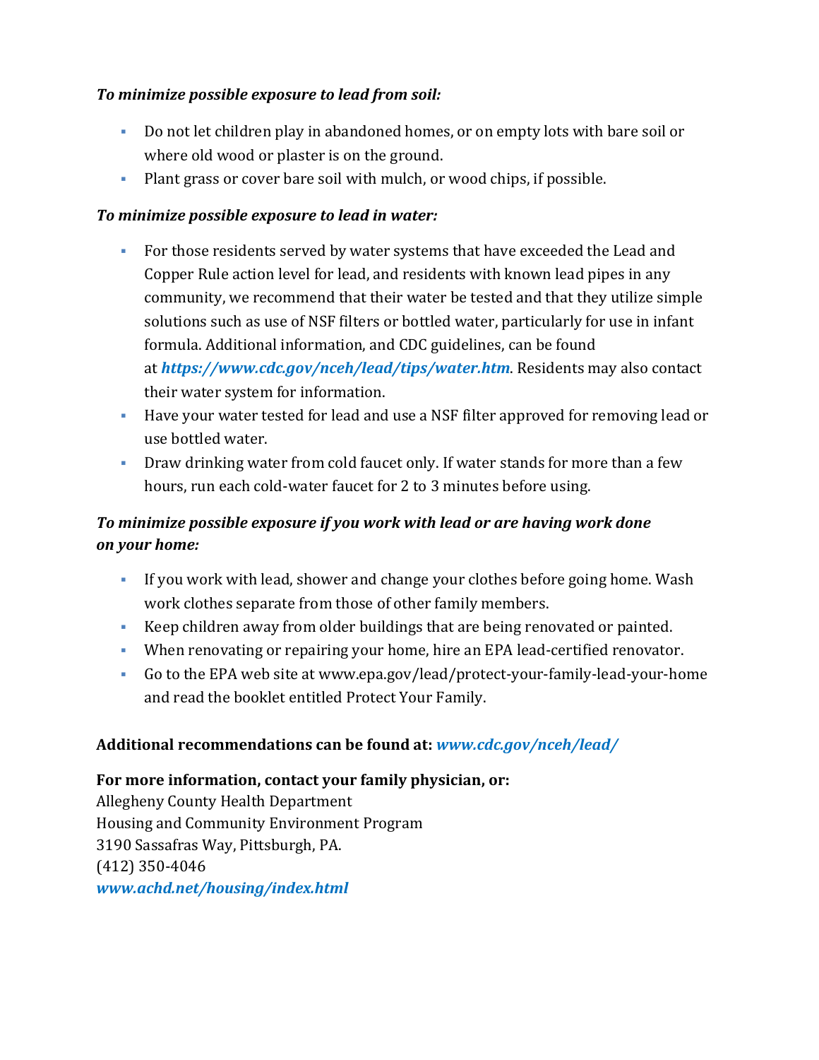***To minimize possible exposure to lead from soil:***

- Do not let children play in abandoned homes, or on empty lots with bare soil or where old wood or plaster is on the ground.
- Plant grass or cover bare soil with mulch, or wood chips, if possible.

***To minimize possible exposure to lead in water:***

- For those residents served by water systems that have exceeded the Lead and Copper Rule action level for lead, and residents with known lead pipes in any community, we recommend that their water be tested and that they utilize simple solutions such as use of NSF filters or bottled water, particularly for use in infant formula. Additional information, and CDC guidelines, can be found at ***https://www.cdc.gov/nceh/lead/tips/water.htm***. Residents may also contact their water system for information.
- Have your water tested for lead and use a NSF filter approved for removing lead or use bottled water.
- Draw drinking water from cold faucet only. If water stands for more than a few hours, run each cold-water faucet for 2 to 3 minutes before using.

***To minimize possible exposure if you work with lead or are having work done on your home:***

- If you work with lead, shower and change your clothes before going home. Wash work clothes separate from those of other family members.
- Keep children away from older buildings that are being renovated or painted.
- When renovating or repairing your home, hire an EPA lead-certified renovator.
- Go to the EPA web site at www.epa.gov/lead/protect-your-family-lead-your-home and read the booklet entitled Protect Your Family.

**Additional recommendations can be found at:** ***www.cdc.gov/nceh/lead/***

**For more information, contact your family physician, or:**
Allegheny County Health Department
Housing and Community Environment Program
3190 Sassafras Way, Pittsburgh, PA.
(412) 350-4046
***www.achd.net/housing/index.html***